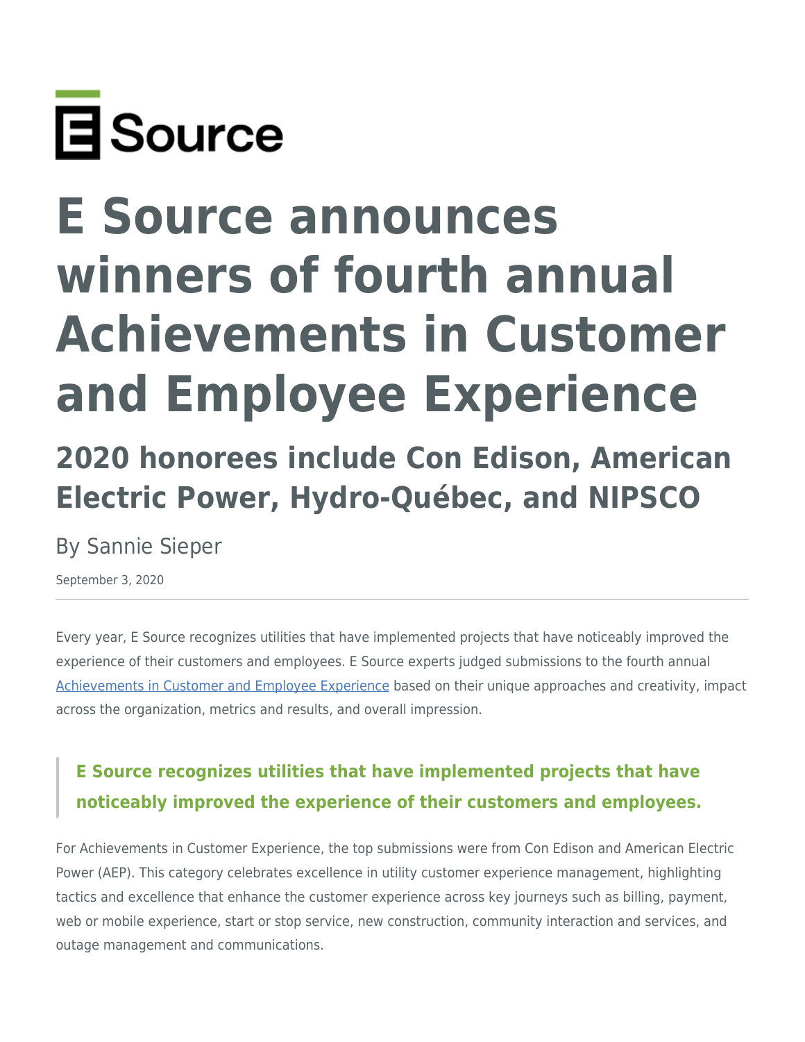E Source

# E Source announces winners of fourth annual Achievements in Customer and Employee Experience

## 2020 honorees include Con Edison, American Electric Power, Hydro-Québec, and NIPSCO

By Sannie Sieper

September 3, 2020

---

Every year, E Source recognizes utilities that have implemented projects that have noticeably improved the experience of their customers and employees. E Source experts judged submissions to the fourth annual [Achievements in Customer and Employee Experience](#) based on their unique approaches and creativity, impact across the organization, metrics and results, and overall impression.

> **E Source recognizes utilities that have implemented projects that have noticeably improved the experience of their customers and employees.**

For Achievements in Customer Experience, the top submissions were from Con Edison and American Electric Power (AEP). This category celebrates excellence in utility customer experience management, highlighting tactics and excellence that enhance the customer experience across key journeys such as billing, payment, web or mobile experience, start or stop service, new construction, community interaction and services, and outage management and communications.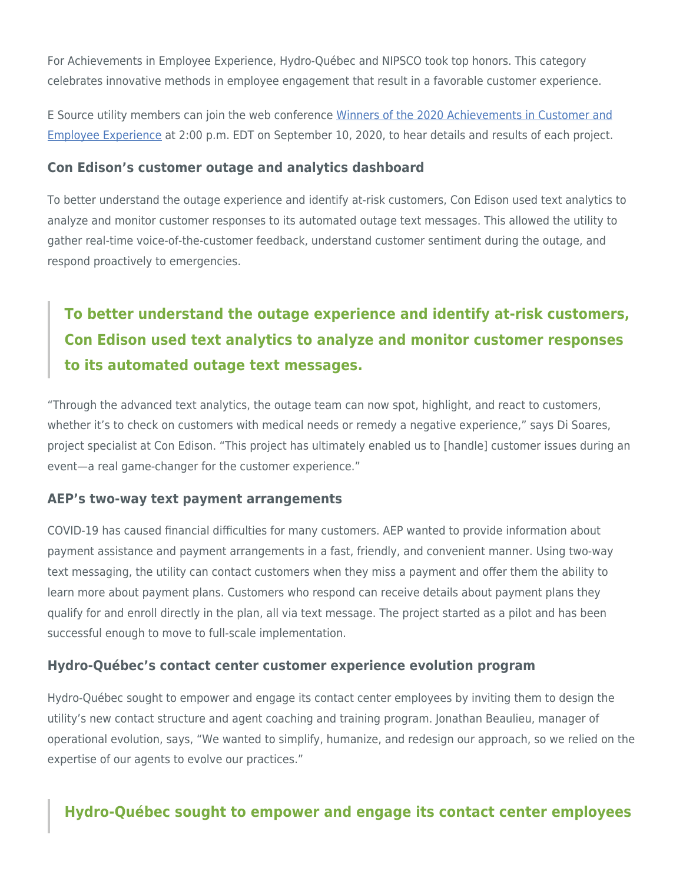For Achievements in Employee Experience, Hydro-Québec and NIPSCO took top honors. This category celebrates innovative methods in employee engagement that result in a favorable customer experience.

E Source utility members can join the web conference [Winners of the 2020 Achievements in Customer and Employee Experience]() at 2:00 p.m. EDT on September 10, 2020, to hear details and results of each project.

### Con Edison's customer outage and analytics dashboard

To better understand the outage experience and identify at-risk customers, Con Edison used text analytics to analyze and monitor customer responses to its automated outage text messages. This allowed the utility to gather real-time voice-of-the-customer feedback, understand customer sentiment during the outage, and respond proactively to emergencies.

> **To better understand the outage experience and identify at-risk customers, Con Edison used text analytics to analyze and monitor customer responses to its automated outage text messages.**

"Through the advanced text analytics, the outage team can now spot, highlight, and react to customers, whether it's to check on customers with medical needs or remedy a negative experience," says Di Soares, project specialist at Con Edison. "This project has ultimately enabled us to [handle] customer issues during an event—a real game-changer for the customer experience."

### AEP's two-way text payment arrangements

COVID-19 has caused financial difficulties for many customers. AEP wanted to provide information about payment assistance and payment arrangements in a fast, friendly, and convenient manner. Using two-way text messaging, the utility can contact customers when they miss a payment and offer them the ability to learn more about payment plans. Customers who respond can receive details about payment plans they qualify for and enroll directly in the plan, all via text message. The project started as a pilot and has been successful enough to move to full-scale implementation.

### Hydro-Québec's contact center customer experience evolution program

Hydro-Québec sought to empower and engage its contact center employees by inviting them to design the utility's new contact structure and agent coaching and training program. Jonathan Beaulieu, manager of operational evolution, says, "We wanted to simplify, humanize, and redesign our approach, so we relied on the expertise of our agents to evolve our practices."

> **Hydro-Québec sought to empower and engage its contact center employees**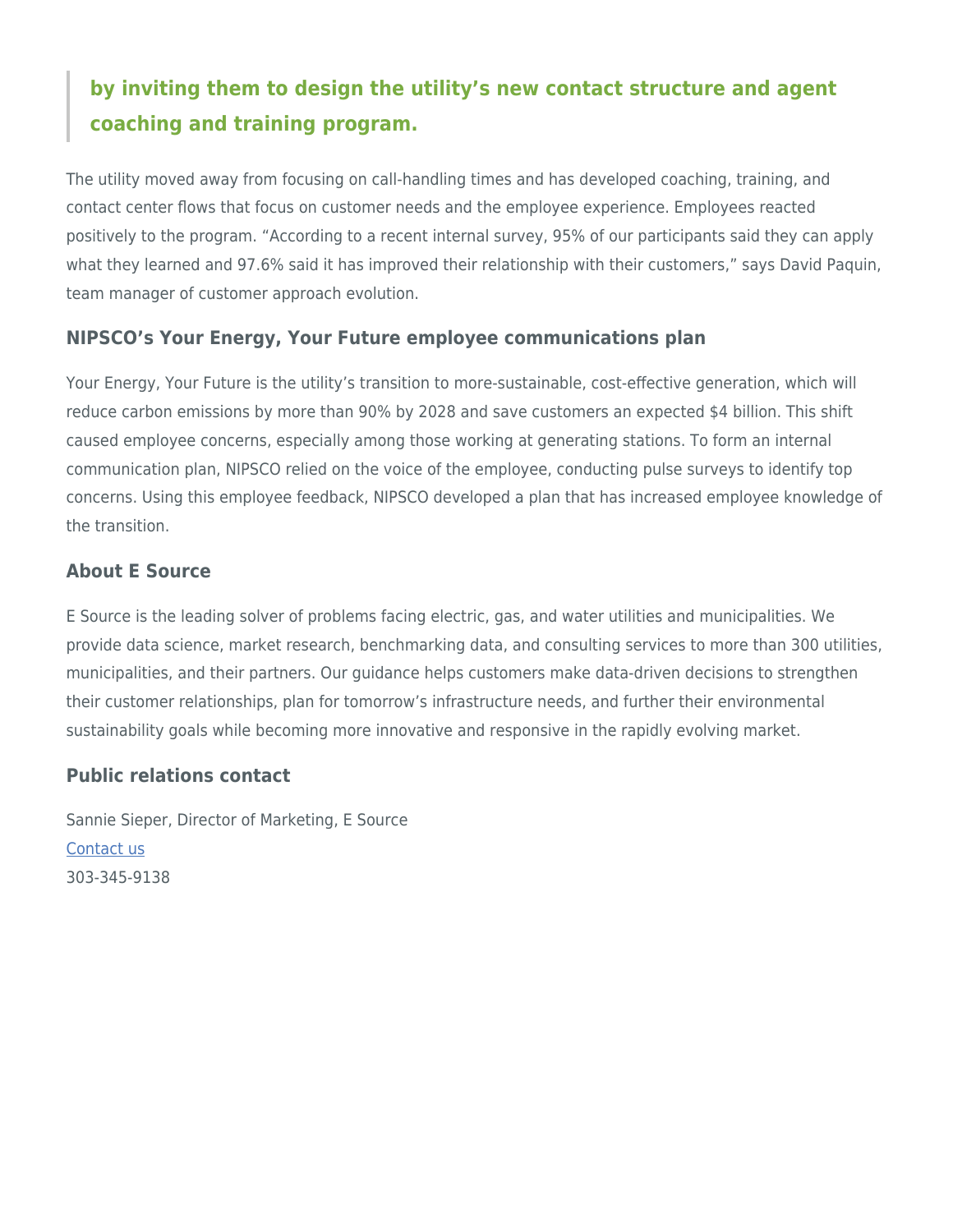> **by inviting them to design the utility's new contact structure and agent coaching and training program.**

The utility moved away from focusing on call-handling times and has developed coaching, training, and contact center flows that focus on customer needs and the employee experience. Employees reacted positively to the program. "According to a recent internal survey, 95% of our participants said they can apply what they learned and 97.6% said it has improved their relationship with their customers," says David Paquin, team manager of customer approach evolution.

### NIPSCO's Your Energy, Your Future employee communications plan

Your Energy, Your Future is the utility's transition to more-sustainable, cost-effective generation, which will reduce carbon emissions by more than 90% by 2028 and save customers an expected $4 billion. This shift caused employee concerns, especially among those working at generating stations. To form an internal communication plan, NIPSCO relied on the voice of the employee, conducting pulse surveys to identify top concerns. Using this employee feedback, NIPSCO developed a plan that has increased employee knowledge of the transition.

### About E Source

E Source is the leading solver of problems facing electric, gas, and water utilities and municipalities. We provide data science, market research, benchmarking data, and consulting services to more than 300 utilities, municipalities, and their partners. Our guidance helps customers make data-driven decisions to strengthen their customer relationships, plan for tomorrow's infrastructure needs, and further their environmental sustainability goals while becoming more innovative and responsive in the rapidly evolving market.

### Public relations contact

Sannie Sieper, Director of Marketing, E Source
Contact us
303-345-9138